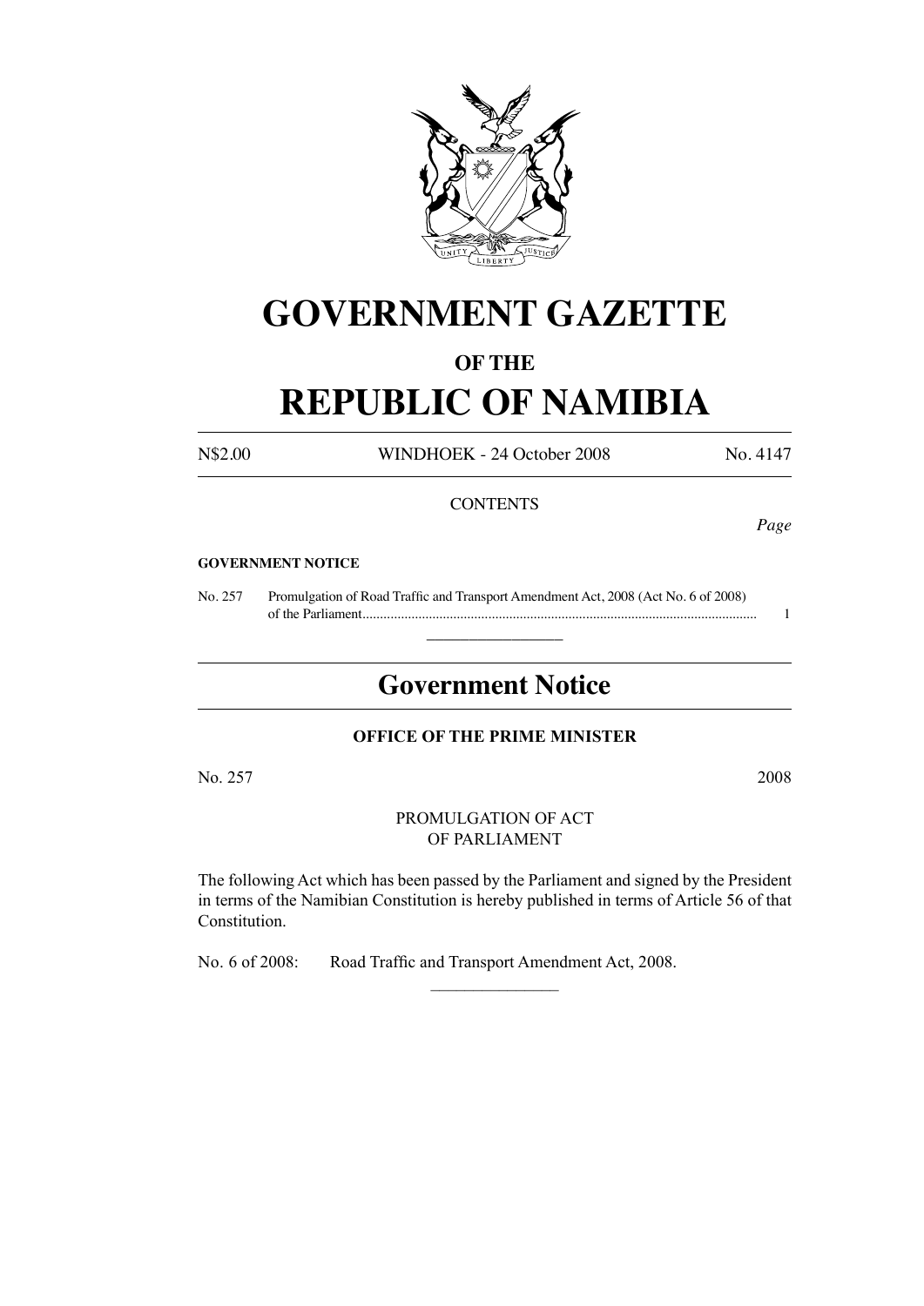# GOVERNMENT GAZETTE

## OF THE

# REPUBLIC OF NAMIBIA

N$2.00 WINDHOEK - 24 October 2008 No. 4147

CONTENTS

*Page*

**GOVERNMENT NOTICE**

No. 257 Promulgation of Road Traffic and Transport Amendment Act, 2008 (Act No. 6 of 2008) of the Parliament................................................................................................................ 1

---

## Government Notice

**OFFICE OF THE PRIME MINISTER**

No. 257 2008

PROMULGATION OF ACT
OF PARLIAMENT

The following Act which has been passed by the Parliament and signed by the President in terms of the Namibian Constitution is hereby published in terms of Article 56 of that Constitution.

No. 6 of 2008: Road Traffic and Transport Amendment Act, 2008.

---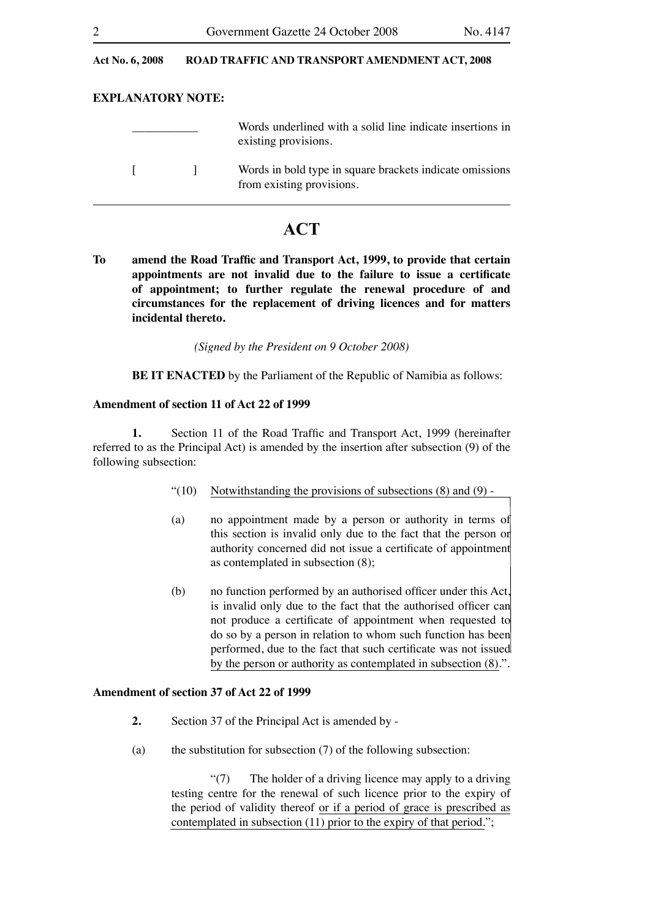**Act No. 6, 2008 ROAD TRAFFIC AND TRANSPORT AMENDMENT ACT, 2008**

**EXPLANATORY NOTE:**

| | |
|---|---|
| ___________ | Words underlined with a solid line indicate insertions in existing provisions. |
| [ ] | Words in bold type in square brackets indicate omissions from existing provisions. |

# ACT

**To amend the Road Traffic and Transport Act, 1999, to provide that certain appointments are not invalid due to the failure to issue a certificate of appointment; to further regulate the renewal procedure of and circumstances for the replacement of driving licences and for matters incidental thereto.**

*(Signed by the President on 9 October 2008)*

**BE IT ENACTED** by the Parliament of the Republic of Namibia as follows:

**Amendment of section 11 of Act 22 of 1999**

**1.** Section 11 of the Road Traffic and Transport Act, 1999 (hereinafter referred to as the Principal Act) is amended by the insertion after subsection (9) of the following subsection:

"(10) Notwithstanding the provisions of subsections (8) and (9) -

(a) no appointment made by a person or authority in terms of this section is invalid only due to the fact that the person or authority concerned did not issue a certificate of appointment as contemplated in subsection (8);

(b) no function performed by an authorised officer under this Act, is invalid only due to the fact that the authorised officer can not produce a certificate of appointment when requested to do so by a person in relation to whom such function has been performed, due to the fact that such certificate was not issued by the person or authority as contemplated in subsection (8).".

**Amendment of section 37 of Act 22 of 1999**

**2.** Section 37 of the Principal Act is amended by -

(a) the substitution for subsection (7) of the following subsection:

"(7) The holder of a driving licence may apply to a driving testing centre for the renewal of such licence prior to the expiry of the period of validity thereof or if a period of grace is prescribed as contemplated in subsection (11) prior to the expiry of that period.";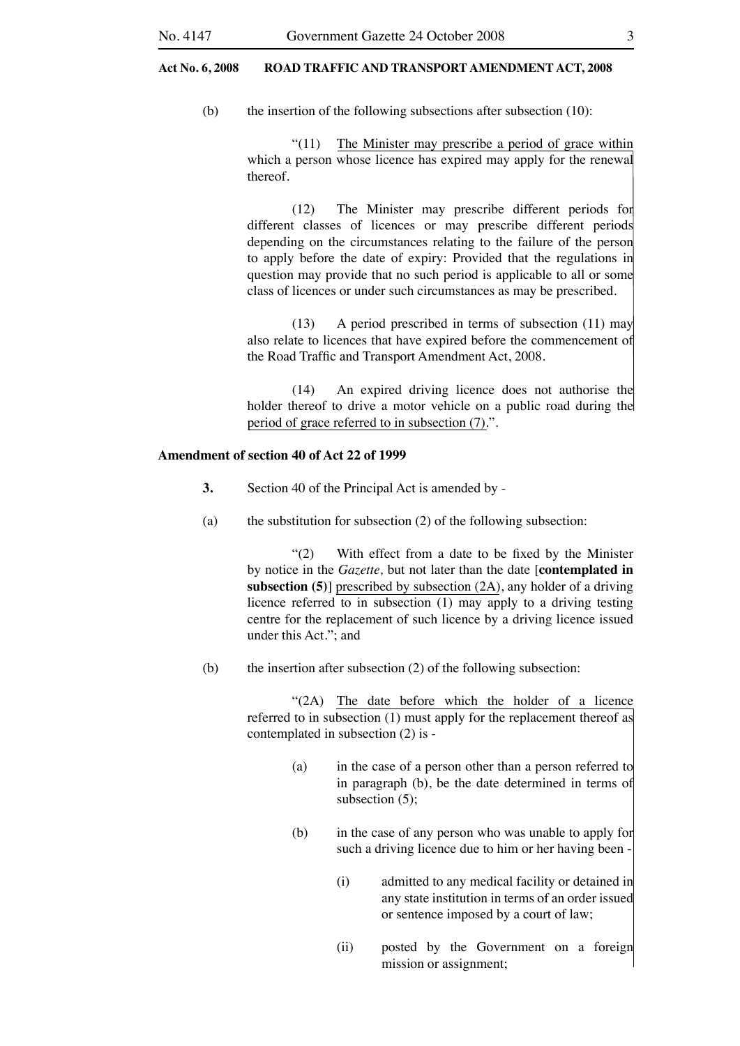(b) the insertion of the following subsections after subsection (10):

"(11) <u>The Minister may prescribe a period of grace within which a person whose licence has expired may apply for the renewal thereof.</u>

<u>(12) The Minister may prescribe different periods for different classes of licences or may prescribe different periods depending on the circumstances relating to the failure of the person to apply before the date of expiry: Provided that the regulations in question may provide that no such period is applicable to all or some class of licences or under such circumstances as may be prescribed.</u>

<u>(13) A period prescribed in terms of subsection (11) may also relate to licences that have expired before the commencement of the Road Traffic and Transport Amendment Act, 2008.</u>

<u>(14) An expired driving licence does not authorise the holder thereof to drive a motor vehicle on a public road during the period of grace referred to in subsection (7).</u>".

**Amendment of section 40 of Act 22 of 1999**

**3.** Section 40 of the Principal Act is amended by -

(a) the substitution for subsection (2) of the following subsection:

"(2) With effect from a date to be fixed by the Minister by notice in the *Gazette,* but not later than the date [**contemplated in subsection (5)**] <u>prescribed by subsection (2A)</u>, any holder of a driving licence referred to in subsection (1) may apply to a driving testing centre for the replacement of such licence by a driving licence issued under this Act."; and

(b) the insertion after subsection (2) of the following subsection:

"(2A) <u>The date before which the holder of a licence referred to in subsection (1) must apply for the replacement thereof as contemplated in subsection (2) is -</u>

<u>(a) in the case of a person other than a person referred to in paragraph (b), be the date determined in terms of subsection (5);</u>

<u>(b) in the case of any person who was unable to apply for such a driving licence due to him or her having been -</u>

<u>(i) admitted to any medical facility or detained in any state institution in terms of an order issued or sentence imposed by a court of law;</u>

<u>(ii) posted by the Government on a foreign mission or assignment;</u>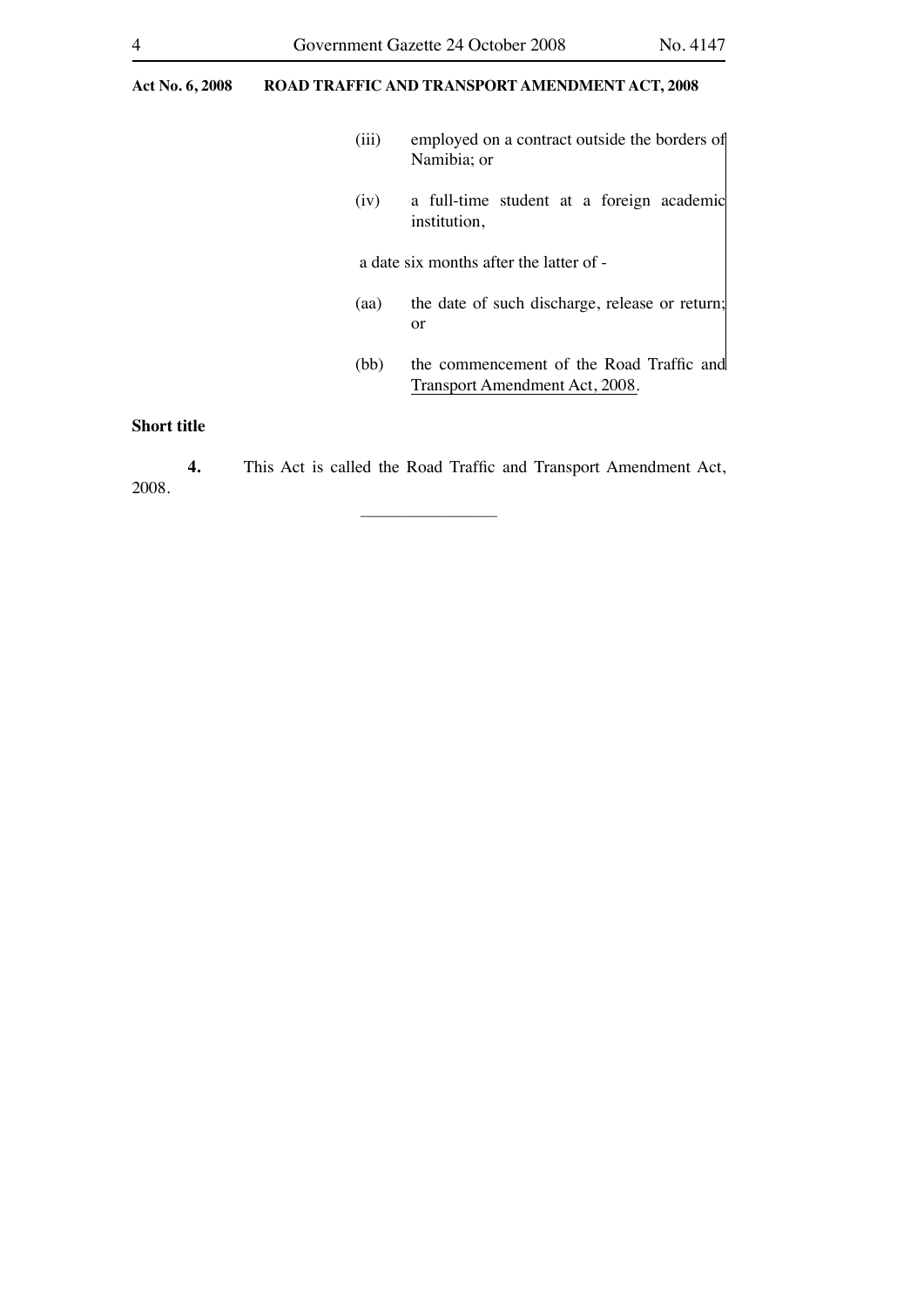(iii) employed on a contract outside the borders of Namibia; or

(iv) a full-time student at a foreign academic institution,

a date six months after the latter of -

(aa) the date of such discharge, release or return; or

(bb) the commencement of the Road Traffic and Transport Amendment Act, 2008.

**Short title**

**4.** This Act is called the Road Traffic and Transport Amendment Act, 2008.

________________